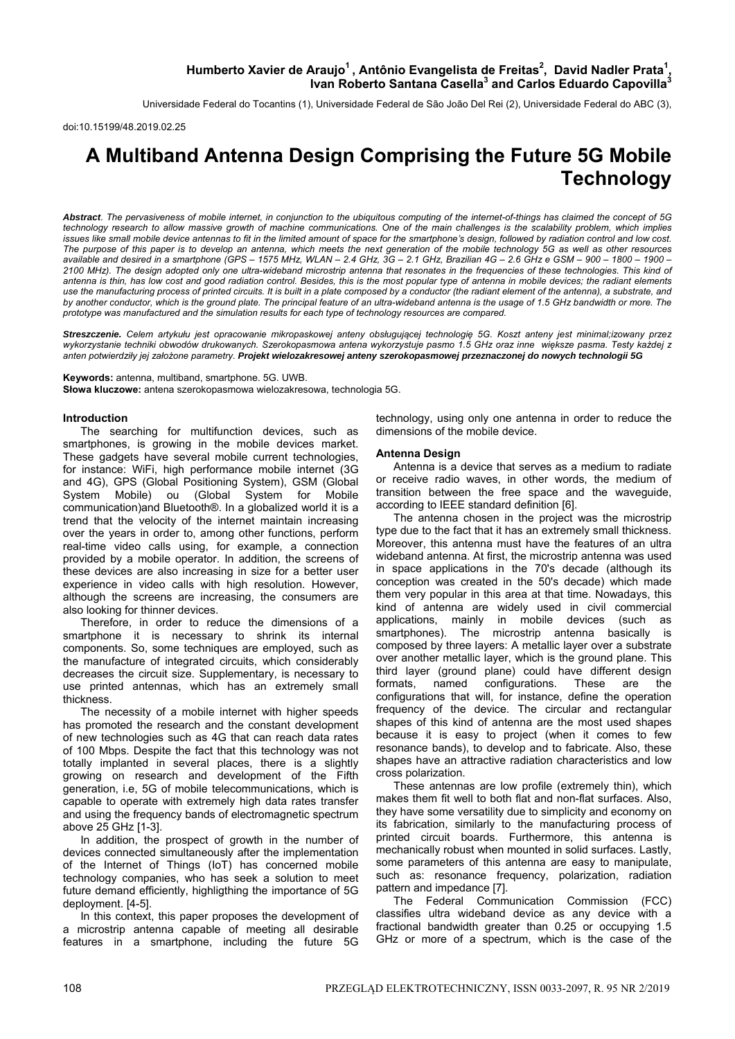**Humberto Xavier de Araujo[1], Antônio Evangelista de Freitas[2], David Nadler Prata[1], Ivan Roberto Santana Casella[3] and Carlos Eduardo Capovilla[3]**

Universidade Federal do Tocantins (1), Universidade Federal de São João Del Rei (2), Universidade Federal do ABC (3),

doi:10.15199/48.2019.02.25

# A Multiband Antenna Design Comprising the Future 5G Mobile Technology

***Abstract**. The pervasiveness of mobile internet, in conjunction to the ubiquitous computing of the internet-of-things has claimed the concept of 5G technology research to allow massive growth of machine communications. One of the main challenges is the scalability problem, which implies issues like small mobile device antennas to fit in the limited amount of space for the smartphone's design, followed by radiation control and low cost. The purpose of this paper is to develop an antenna, which meets the next generation of the mobile technology 5G as well as other resources available and desired in a smartphone (GPS – 1575 MHz, WLAN – 2.4 GHz, 3G – 2.1 GHz, Brazilian 4G – 2.6 GHz e GSM – 900 – 1800 – 1900 – 2100 MHz). The design adopted only one ultra-wideband microstrip antenna that resonates in the frequencies of these technologies. This kind of antenna is thin, has low cost and good radiation control. Besides, this is the most popular type of antenna in mobile devices; the radiant elements use the manufacturing process of printed circuits. It is built in a plate composed by a conductor (the radiant element of the antenna), a substrate, and by another conductor, which is the ground plate. The principal feature of an ultra-wideband antenna is the usage of 1.5 GHz bandwidth or more. The prototype was manufactured and the simulation results for each type of technology resources are compared.*

***Streszczenie.** Celem artykułu jest opracowanie mikropaskowej anteny obsługującej technologię 5G. Koszt anteny jest minimal;izowany przez wykorzystanie techniki obwodów drukowanych. Szerokopasmowa antena wykorzystuje pasmo 1.5 GHz oraz inne większe pasma. Testy każdej z anten potwierdziły jej założone parametry.* ***Projekt wielozakresowej anteny szerokopasmowej przeznaczonej do nowych technologii 5G***

**Keywords:** antenna, multiband, smartphone. 5G. UWB.
**Słowa kluczowe:** antena szerokopasmowa wielozakresowa, technologia 5G.

### Introduction

The searching for multifunction devices, such as smartphones, is growing in the mobile devices market. These gadgets have several mobile current technologies, for instance: WiFi, high performance mobile internet (3G and 4G), GPS (Global Positioning System), GSM (Global System Mobile) ou (Global System for Mobile communication)and Bluetooth®. In a globalized world it is a trend that the velocity of the internet maintain increasing over the years in order to, among other functions, perform real-time video calls using, for example, a connection provided by a mobile operator. In addition, the screens of these devices are also increasing in size for a better user experience in video calls with high resolution. However, although the screens are increasing, the consumers are also looking for thinner devices.

Therefore, in order to reduce the dimensions of a smartphone it is necessary to shrink its internal components. So, some techniques are employed, such as the manufacture of integrated circuits, which considerably decreases the circuit size. Supplementary, is necessary to use printed antennas, which has an extremely small thickness.

The necessity of a mobile internet with higher speeds has promoted the research and the constant development of new technologies such as 4G that can reach data rates of 100 Mbps. Despite the fact that this technology was not totally implanted in several places, there is a slightly growing on research and development of the Fifth generation, i.e, 5G of mobile telecommunications, which is capable to operate with extremely high data rates transfer and using the frequency bands of electromagnetic spectrum above 25 GHz [1-3].

In addition, the prospect of growth in the number of devices connected simultaneously after the implementation of the Internet of Things (IoT) has concerned mobile technology companies, who has seek a solution to meet future demand efficiently, highligthing the importance of 5G deployment. [4-5].

In this context, this paper proposes the development of a microstrip antenna capable of meeting all desirable features in a smartphone, including the future 5G technology, using only one antenna in order to reduce the dimensions of the mobile device.

### Antenna Design

Antenna is a device that serves as a medium to radiate or receive radio waves, in other words, the medium of transition between the free space and the waveguide, according to IEEE standard definition [6].

The antenna chosen in the project was the microstrip type due to the fact that it has an extremely small thickness. Moreover, this antenna must have the features of an ultra wideband antenna. At first, the microstrip antenna was used in space applications in the 70's decade (although its conception was created in the 50's decade) which made them very popular in this area at that time. Nowadays, this kind of antenna are widely used in civil commercial applications, mainly in mobile devices (such as smartphones). The microstrip antenna basically is composed by three layers: A metallic layer over a substrate over another metallic layer, which is the ground plane. This third layer (ground plane) could have different design formats, named configurations. These are the configurations that will, for instance, define the operation frequency of the device. The circular and rectangular shapes of this kind of antenna are the most used shapes because it is easy to project (when it comes to few resonance bands), to develop and to fabricate. Also, these shapes have an attractive radiation characteristics and low cross polarization.

These antennas are low profile (extremely thin), which makes them fit well to both flat and non-flat surfaces. Also, they have some versatility due to simplicity and economy on its fabrication, similarly to the manufacturing process of printed circuit boards. Furthermore, this antenna is mechanically robust when mounted in solid surfaces. Lastly, some parameters of this antenna are easy to manipulate, such as: resonance frequency, polarization, radiation pattern and impedance [7].

The Federal Communication Commission (FCC) classifies ultra wideband device as any device with a fractional bandwidth greater than 0.25 or occupying 1.5 GHz or more of a spectrum, which is the case of the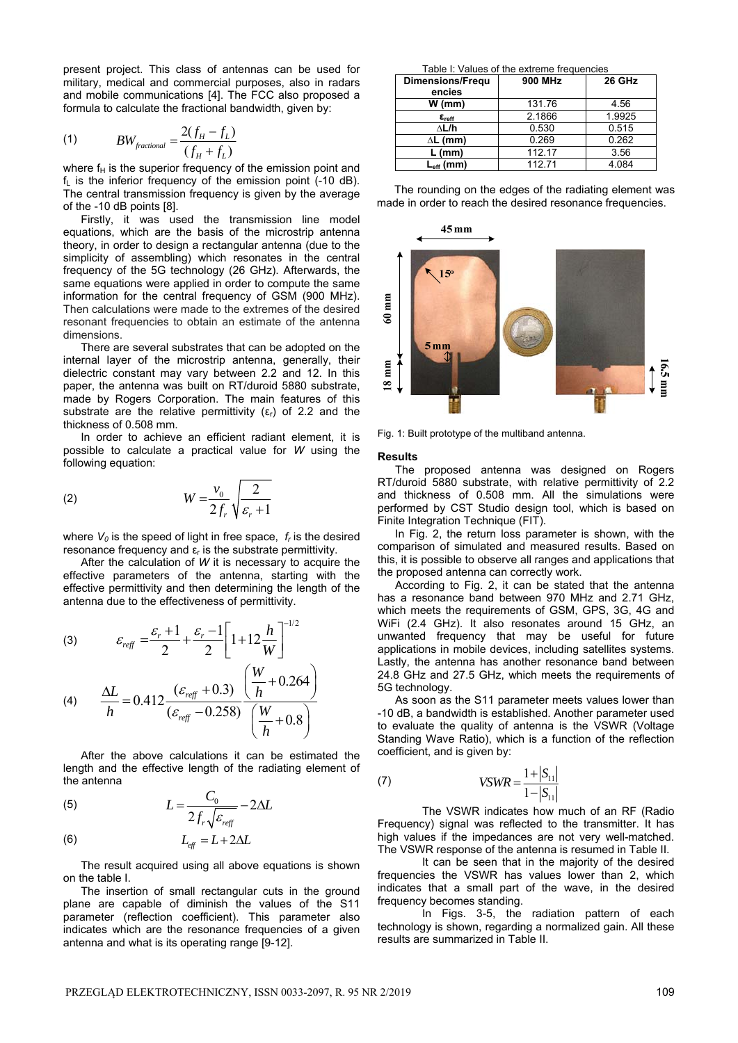present project. This class of antennas can be used for military, medical and commercial purposes, also in radars and mobile communications [4]. The FCC also proposed a formula to calculate the fractional bandwidth, given by:

$$BW_{fractional} = \frac{2(f_H - f_L)}{(f_H + f_L)} \quad (1)$$

where $f_H$ is the superior frequency of the emission point and $f_L$ is the inferior frequency of the emission point (-10 dB). The central transmission frequency is given by the average of the -10 dB points [8].

Firstly, it was used the transmission line model equations, which are the basis of the microstrip antenna theory, in order to design a rectangular antenna (due to the simplicity of assembling) which resonates in the central frequency of the 5G technology (26 GHz). Afterwards, the same equations were applied in order to compute the same information for the central frequency of GSM (900 MHz). Then calculations were made to the extremes of the desired resonant frequencies to obtain an estimate of the antenna dimensions.

There are several substrates that can be adopted on the internal layer of the microstrip antenna, generally, their dielectric constant may vary between 2.2 and 12. In this paper, the antenna was built on RT/duroid 5880 substrate, made by Rogers Corporation. The main features of this substrate are the relative permittivity ($\varepsilon_r$) of 2.2 and the thickness of 0.508 mm.

In order to achieve an efficient radiant element, it is possible to calculate a practical value for $W$ using the following equation:

$$W = \frac{v_0}{2 f_r} \sqrt{\frac{2}{\varepsilon_r + 1}} \quad (2)$$

where $V_0$ is the speed of light in free space, $f_r$ is the desired resonance frequency and $\varepsilon_r$ is the substrate permittivity.

After the calculation of $W$ it is necessary to acquire the effective parameters of the antenna, starting with the effective permittivity and then determining the length of the antenna due to the effectiveness of permittivity.

$$\varepsilon_{reff} = \frac{\varepsilon_r + 1}{2} + \frac{\varepsilon_r - 1}{2}\left[1 + 12\frac{h}{W}\right]^{-1/2} \quad (3)$$

$$\frac{\Delta L}{h} = 0.412 \frac{(\varepsilon_{reff} + 0.3)}{(\varepsilon_{reff} - 0.258)} \frac{\left(\frac{W}{h} + 0.264\right)}{\left(\frac{W}{h} + 0.8\right)} \quad (4)$$

After the above calculations it can be estimated the length and the effective length of the radiating element of the antenna

$$L = \frac{C_0}{2 f_r \sqrt{\varepsilon_{reff}}} - 2\Delta L \quad (5)$$

$$L_{eff} = L + 2\Delta L \quad (6)$$

The result acquired using all above equations is shown on the table I.

The insertion of small rectangular cuts in the ground plane are capable of diminish the values of the S11 parameter (reflection coefficient). This parameter also indicates which are the resonance frequencies of a given antenna and what is its operating range [9-12].

Table I: Values of the extreme frequencies

| Dimensions/Frequencies | 900 MHz | 26 GHz |
|---|---|---|
| W (mm) | 131.76 | 4.56 |
| $\varepsilon_{reff}$ | 2.1866 | 1.9925 |
| $\Delta L/h$ | 0.530 | 0.515 |
| $\Delta L$ (mm) | 0.269 | 0.262 |
| L (mm) | 112.17 | 3.56 |
| $L_{eff}$ (mm) | 112.71 | 4.084 |

The rounding on the edges of the radiating element was made in order to reach the desired resonance frequencies.

45 mm
15º
60 mm
5 mm
18 mm
16.5 mm

Fig. 1: Built prototype of the multiband antenna.

## Results

The proposed antenna was designed on Rogers RT/duroid 5880 substrate, with relative permittivity of 2.2 and thickness of 0.508 mm. All the simulations were performed by CST Studio design tool, which is based on Finite Integration Technique (FIT).

In Fig. 2, the return loss parameter is shown, with the comparison of simulated and measured results. Based on this, it is possible to observe all ranges and applications that the proposed antenna can correctly work.

According to Fig. 2, it can be stated that the antenna has a resonance band between 970 MHz and 2.71 GHz, which meets the requirements of GSM, GPS, 3G, 4G and WiFi (2.4 GHz). It also resonates around 15 GHz, an unwanted frequency that may be useful for future applications in mobile devices, including satellites systems. Lastly, the antenna has another resonance band between 24.8 GHz and 27.5 GHz, which meets the requirements of 5G technology.

As soon as the S11 parameter meets values lower than -10 dB, a bandwidth is established. Another parameter used to evaluate the quality of antenna is the VSWR (Voltage Standing Wave Ratio), which is a function of the reflection coefficient, and is given by:

$$VSWR = \frac{1 + |S_{11}|}{1 - |S_{11}|} \quad (7)$$

The VSWR indicates how much of an RF (Radio Frequency) signal was reflected to the transmitter. It has high values if the impedances are not very well-matched. The VSWR response of the antenna is resumed in Table II.

It can be seen that in the majority of the desired frequencies the VSWR has values lower than 2, which indicates that a small part of the wave, in the desired frequency becomes standing.

In Figs. 3-5, the radiation pattern of each technology is shown, regarding a normalized gain. All these results are summarized in Table II.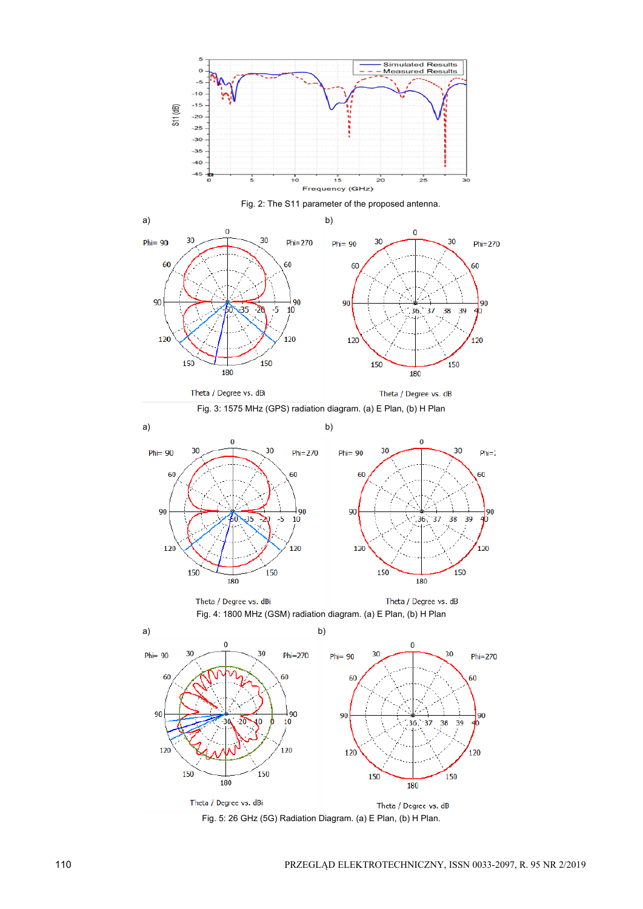S11 (dB)

5
0
-5
-10
-15
-20
-25
-30
-35
-40
-45

0 5 10 15 20 25 30

Frequency (GHz)

Simulated Results
Measured Results

Fig. 2: The S11 parameter of the proposed antenna.

a)

Phi= 90 Phi=270

0 30 30 60 60 90 90 120 120 150 150 180

-50 -35 -20 -5 10

Theta / Degree vs. dBi

b)

Phi= 90 Phi=270

0 30 30 60 60 90 90 120 120 150 150 180

36 37 38 39 40

Theta / Degree vs. dB

Fig. 3: 1575 MHz (GPS) radiation diagram. (a) E Plan, (b) H Plan

a)

Phi= 90 Phi=270

0 30 30 60 60 90 90 120 120 150 150 180

-50 -35 -20 -5 10

Theta / Degree vs. dBi

b)

Phi= 90 Phi=:

0 30 30 60 60 90 90 120 120 150 150 180

36 37 38 39 40

Theta / Degree vs. dB

Fig. 4: 1800 MHz (GSM) radiation diagram. (a) E Plan, (b) H Plan

a)

Phi= 90 Phi=270

0 30 30 60 60 90 90 120 120 150 150 180

-30 -20 -10 0 10

Theta / Degree vs. dBi

b)

Phi= 90 Phi=270

0 30 30 60 60 90 90 120 120 150 150 180

36 37 38 39 40

Theta / Degree vs. dB

Fig. 5: 26 GHz (5G) Radiation Diagram. (a) E Plan, (b) H Plan.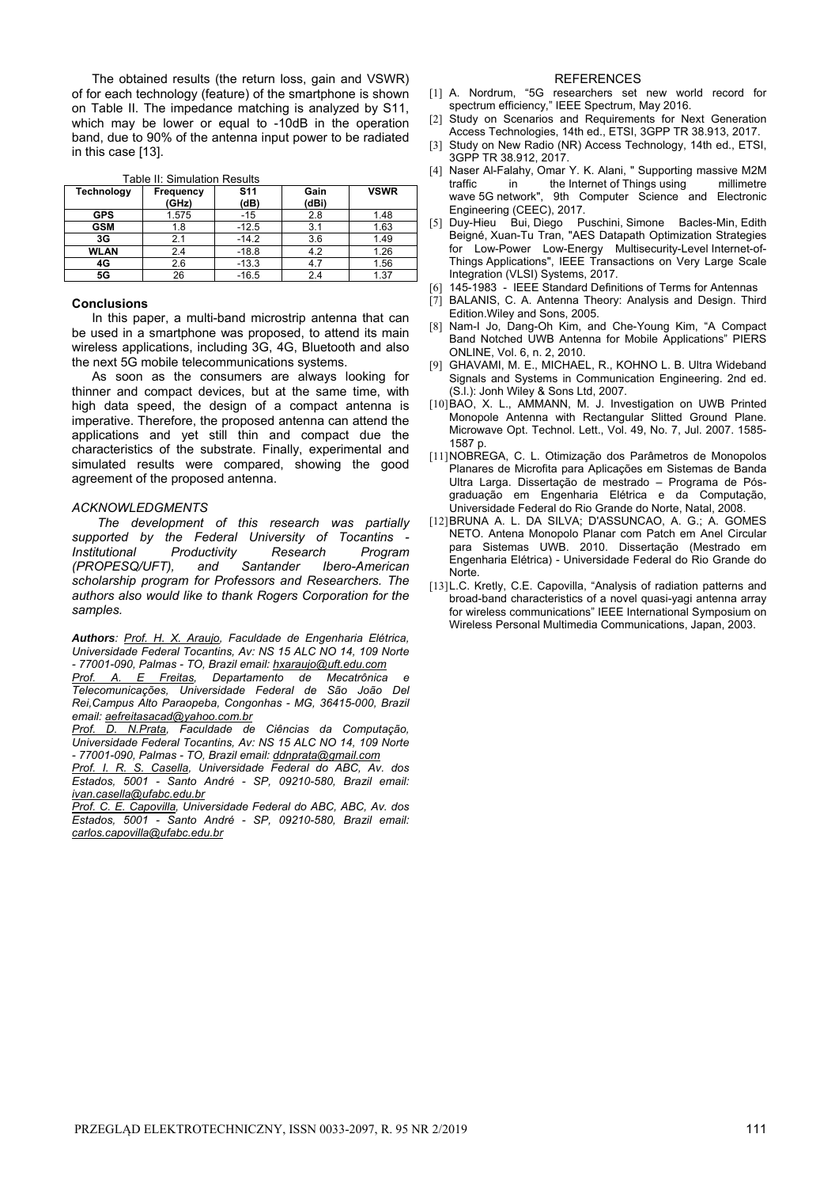The obtained results (the return loss, gain and VSWR) of for each technology (feature) of the smartphone is shown on Table II. The impedance matching is analyzed by S11, which may be lower or equal to -10dB in the operation band, due to 90% of the antenna input power to be radiated in this case [13].

Table II: Simulation Results

| Technology | Frequency (GHz) | S11 (dB) | Gain (dBi) | VSWR |
|---|---|---|---|---|
| GPS | 1.575 | -15 | 2.8 | 1.48 |
| GSM | 1.8 | -12.5 | 3.1 | 1.63 |
| 3G | 2.1 | -14.2 | 3.6 | 1.49 |
| WLAN | 2.4 | -18.8 | 4.2 | 1.26 |
| 4G | 2.6 | -13.3 | 4.7 | 1.56 |
| 5G | 26 | -16.5 | 2.4 | 1.37 |

### Conclusions

In this paper, a multi-band microstrip antenna that can be used in a smartphone was proposed, to attend its main wireless applications, including 3G, 4G, Bluetooth and also the next 5G mobile telecommunications systems.

As soon as the consumers are always looking for thinner and compact devices, but at the same time, with high data speed, the design of a compact antenna is imperative. Therefore, the proposed antenna can attend the applications and yet still thin and compact due the characteristics of the substrate. Finally, experimental and simulated results were compared, showing the good agreement of the proposed antenna.

### *ACKNOWLEDGMENTS*

*The development of this research was partially supported by the Federal University of Tocantins - Institutional Productivity Research Program (PROPESQ/UFT), and Santander Ibero-American scholarship program for Professors and Researchers. The authors also would like to thank Rogers Corporation for the samples.*

***Authors**: Prof. H. X. Araujo, Faculdade de Engenharia Elétrica, Universidade Federal Tocantins, Av: NS 15 ALC NO 14, 109 Norte - 77001-090, Palmas - TO, Brazil email: hxaraujo@uft.edu.com*
*Prof. A. E Freitas, Departamento de Mecatrônica e Telecomunicações, Universidade Federal de São João Del Rei,Campus Alto Paraopeba, Congonhas - MG, 36415-000, Brazil email: aefreitasacad@yahoo.com.br*
*Prof. D. N.Prata, Faculdade de Ciências da Computação, Universidade Federal Tocantins, Av: NS 15 ALC NO 14, 109 Norte - 77001-090, Palmas - TO, Brazil email: ddnprata@gmail.com*
*Prof. I. R. S. Casella, Universidade Federal do ABC, Av. dos Estados, 5001 - Santo André - SP, 09210-580, Brazil email: ivan.casella@ufabc.edu.br*
*Prof. C. E. Capovilla, Universidade Federal do ABC, ABC, Av. dos Estados, 5001 - Santo André - SP, 09210-580, Brazil email: carlos.capovilla@ufabc.edu.br*

### REFERENCES

[1] A. Nordrum, "5G researchers set new world record for spectrum efficiency," IEEE Spectrum, May 2016.
[2] Study on Scenarios and Requirements for Next Generation Access Technologies, 14th ed., ETSI, 3GPP TR 38.913, 2017.
[3] Study on New Radio (NR) Access Technology, 14th ed., ETSI, 3GPP TR 38.912, 2017.
[4] Naser Al-Falahy, Omar Y. K. Alani, " Supporting massive M2M traffic in the Internet of Things using millimetre wave 5G network", 9th Computer Science and Electronic Engineering (CEEC), 2017.
[5] Duy-Hieu Bui, Diego Puschini, Simone Bacles-Min, Edith Beigné, Xuan-Tu Tran, "AES Datapath Optimization Strategies for Low-Power Low-Energy Multisecurity-Level Internet-of-Things Applications", IEEE Transactions on Very Large Scale Integration (VLSI) Systems, 2017.
[6] 145-1983 - IEEE Standard Definitions of Terms for Antennas
[7] BALANIS, C. A. Antenna Theory: Analysis and Design. Third Edition.Wiley and Sons, 2005.
[8] Nam-I Jo, Dang-Oh Kim, and Che-Young Kim, "A Compact Band Notched UWB Antenna for Mobile Applications" PIERS ONLINE, Vol. 6, n. 2, 2010.
[9] GHAVAMI, M. E., MICHAEL, R., KOHNO L. B. Ultra Wideband Signals and Systems in Communication Engineering. 2nd ed. (S.l.): Jonh Wiley & Sons Ltd, 2007.
[10] BAO, X. L., AMMANN, M. J. Investigation on UWB Printed Monopole Antenna with Rectangular Slitted Ground Plane. Microwave Opt. Technol. Lett., Vol. 49, No. 7, Jul. 2007. 1585-1587 p.
[11] NOBREGA, C. L. Otimização dos Parâmetros de Monopolos Planares de Microfita para Aplicações em Sistemas de Banda Ultra Larga. Dissertação de mestrado – Programa de Pós-graduação em Engenharia Elétrica e da Computação, Universidade Federal do Rio Grande do Norte, Natal, 2008.
[12] BRUNA A. L. DA SILVA; D'ASSUNCAO, A. G.; A. GOMES NETO. Antena Monopolo Planar com Patch em Anel Circular para Sistemas UWB. 2010. Dissertação (Mestrado em Engenharia Elétrica) - Universidade Federal do Rio Grande do Norte.
[13] L.C. Kretly, C.E. Capovilla, "Analysis of radiation patterns and broad-band characteristics of a novel quasi-yagi antenna array for wireless communications" IEEE International Symposium on Wireless Personal Multimedia Communications, Japan, 2003.